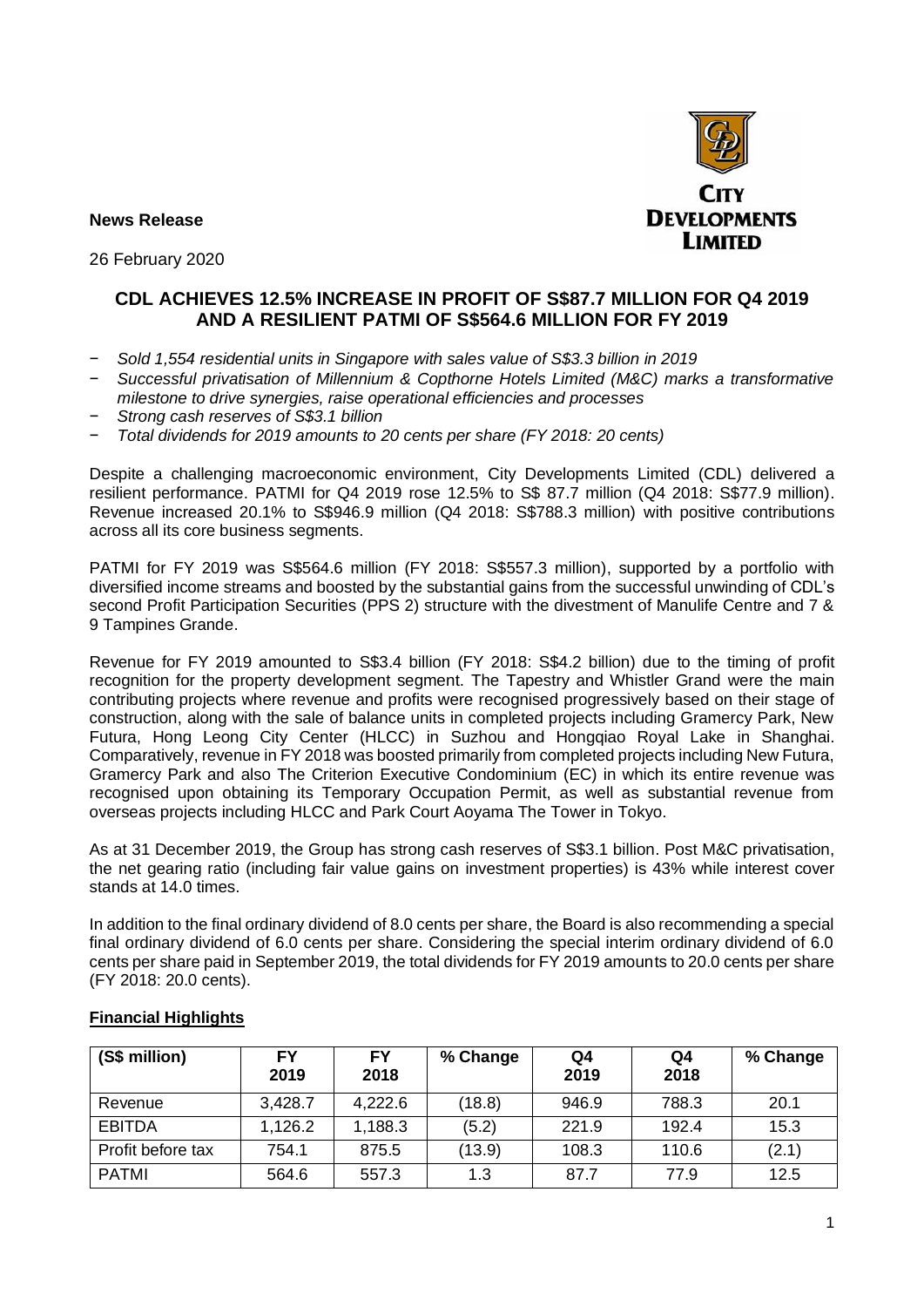**News Release**

26 February 2020

## CDL ACHIEVES 12.5% INCREASE IN PROFIT OF S$87.7 MILLION FOR Q4 2019 AND A RESILIENT PATMI OF S$564.6 MILLION FOR FY 2019

- *Sold 1,554 residential units in Singapore with sales value of S$3.3 billion in 2019*
- *Successful privatisation of Millennium & Copthorne Hotels Limited (M&C) marks a transformative milestone to drive synergies, raise operational efficiencies and processes*
- *Strong cash reserves of S$3.1 billion*
- *Total dividends for 2019 amounts to 20 cents per share (FY 2018: 20 cents)*

Despite a challenging macroeconomic environment, City Developments Limited (CDL) delivered a resilient performance. PATMI for Q4 2019 rose 12.5% to S$ 87.7 million (Q4 2018: S$77.9 million). Revenue increased 20.1% to S$946.9 million (Q4 2018: S$788.3 million) with positive contributions across all its core business segments.

PATMI for FY 2019 was S$564.6 million (FY 2018: S$557.3 million), supported by a portfolio with diversified income streams and boosted by the substantial gains from the successful unwinding of CDL's second Profit Participation Securities (PPS 2) structure with the divestment of Manulife Centre and 7 & 9 Tampines Grande.

Revenue for FY 2019 amounted to S$3.4 billion (FY 2018: S$4.2 billion) due to the timing of profit recognition for the property development segment. The Tapestry and Whistler Grand were the main contributing projects where revenue and profits were recognised progressively based on their stage of construction, along with the sale of balance units in completed projects including Gramercy Park, New Futura, Hong Leong City Center (HLCC) in Suzhou and Hongqiao Royal Lake in Shanghai. Comparatively, revenue in FY 2018 was boosted primarily from completed projects including New Futura, Gramercy Park and also The Criterion Executive Condominium (EC) in which its entire revenue was recognised upon obtaining its Temporary Occupation Permit, as well as substantial revenue from overseas projects including HLCC and Park Court Aoyama The Tower in Tokyo.

As at 31 December 2019, the Group has strong cash reserves of S$3.1 billion. Post M&C privatisation, the net gearing ratio (including fair value gains on investment properties) is 43% while interest cover stands at 14.0 times.

In addition to the final ordinary dividend of 8.0 cents per share, the Board is also recommending a special final ordinary dividend of 6.0 cents per share. Considering the special interim ordinary dividend of 6.0 cents per share paid in September 2019, the total dividends for FY 2019 amounts to 20.0 cents per share (FY 2018: 20.0 cents).

**Financial Highlights**

| (S$ million) | FY 2019 | FY 2018 | % Change | Q4 2019 | Q4 2018 | % Change |
|---|---|---|---|---|---|---|
| Revenue | 3,428.7 | 4,222.6 | (18.8) | 946.9 | 788.3 | 20.1 |
| EBITDA | 1,126.2 | 1,188.3 | (5.2) | 221.9 | 192.4 | 15.3 |
| Profit before tax | 754.1 | 875.5 | (13.9) | 108.3 | 110.6 | (2.1) |
| PATMI | 564.6 | 557.3 | 1.3 | 87.7 | 77.9 | 12.5 |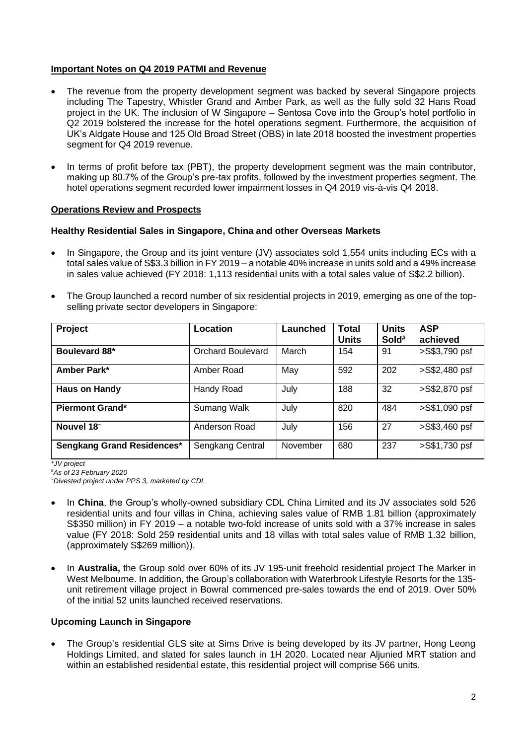**Important Notes on Q4 2019 PATMI and Revenue**

- The revenue from the property development segment was backed by several Singapore projects including The Tapestry, Whistler Grand and Amber Park, as well as the fully sold 32 Hans Road project in the UK. The inclusion of W Singapore – Sentosa Cove into the Group's hotel portfolio in Q2 2019 bolstered the increase for the hotel operations segment. Furthermore, the acquisition of UK's Aldgate House and 125 Old Broad Street (OBS) in late 2018 boosted the investment properties segment for Q4 2019 revenue.
- In terms of profit before tax (PBT), the property development segment was the main contributor, making up 80.7% of the Group's pre-tax profits, followed by the investment properties segment. The hotel operations segment recorded lower impairment losses in Q4 2019 vis-à-vis Q4 2018.

**Operations Review and Prospects**

**Healthy Residential Sales in Singapore, China and other Overseas Markets**

- In Singapore, the Group and its joint venture (JV) associates sold 1,554 units including ECs with a total sales value of S$3.3 billion in FY 2019 – a notable 40% increase in units sold and a 49% increase in sales value achieved (FY 2018: 1,113 residential units with a total sales value of S$2.2 billion).
- The Group launched a record number of six residential projects in 2019, emerging as one of the top-selling private sector developers in Singapore:

| Project | Location | Launched | Total Units | Units Sold[#] | ASP achieved |
|---|---|---|---|---|---|
| **Boulevard 88*** | Orchard Boulevard | March | 154 | 91 | >S$3,790 psf |
| **Amber Park*** | Amber Road | May | 592 | 202 | >S$2,480 psf |
| **Haus on Handy** | Handy Road | July | 188 | 32 | >S$2,870 psf |
| **Piermont Grand*** | Sumang Walk | July | 820 | 484 | >S$1,090 psf |
| **Nouvel 18**[~] | Anderson Road | July | 156 | 27 | >S$3,460 psf |
| **Sengkang Grand Residences*** | Sengkang Central | November | 680 | 237 | >S$1,730 psf |

*\*JV project*
*[#]As of 23 February 2020*
*[~]Divested project under PPS 3, marketed by CDL*

- In **China**, the Group's wholly-owned subsidiary CDL China Limited and its JV associates sold 526 residential units and four villas in China, achieving sales value of RMB 1.81 billion (approximately S$350 million) in FY 2019 – a notable two-fold increase of units sold with a 37% increase in sales value (FY 2018: Sold 259 residential units and 18 villas with total sales value of RMB 1.32 billion, (approximately S$269 million)).
- In **Australia,** the Group sold over 60% of its JV 195-unit freehold residential project The Marker in West Melbourne. In addition, the Group's collaboration with Waterbrook Lifestyle Resorts for the 135-unit retirement village project in Bowral commenced pre-sales towards the end of 2019. Over 50% of the initial 52 units launched received reservations.

**Upcoming Launch in Singapore**

- The Group's residential GLS site at Sims Drive is being developed by its JV partner, Hong Leong Holdings Limited, and slated for sales launch in 1H 2020. Located near Aljunied MRT station and within an established residential estate, this residential project will comprise 566 units.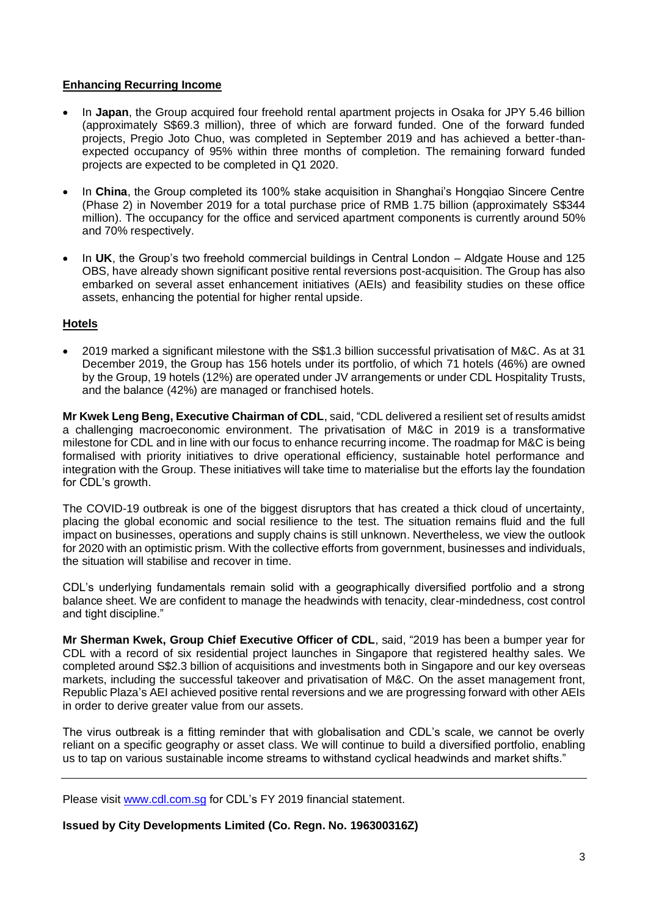**Enhancing Recurring Income**

- In **Japan**, the Group acquired four freehold rental apartment projects in Osaka for JPY 5.46 billion (approximately S$69.3 million), three of which are forward funded. One of the forward funded projects, Pregio Joto Chuo, was completed in September 2019 and has achieved a better-than-expected occupancy of 95% within three months of completion. The remaining forward funded projects are expected to be completed in Q1 2020.
- In **China**, the Group completed its 100% stake acquisition in Shanghai's Hongqiao Sincere Centre (Phase 2) in November 2019 for a total purchase price of RMB 1.75 billion (approximately S$344 million). The occupancy for the office and serviced apartment components is currently around 50% and 70% respectively.
- In **UK**, the Group's two freehold commercial buildings in Central London – Aldgate House and 125 OBS, have already shown significant positive rental reversions post-acquisition. The Group has also embarked on several asset enhancement initiatives (AEIs) and feasibility studies on these office assets, enhancing the potential for higher rental upside.

**Hotels**

- 2019 marked a significant milestone with the S$1.3 billion successful privatisation of M&C. As at 31 December 2019, the Group has 156 hotels under its portfolio, of which 71 hotels (46%) are owned by the Group, 19 hotels (12%) are operated under JV arrangements or under CDL Hospitality Trusts, and the balance (42%) are managed or franchised hotels.

**Mr Kwek Leng Beng, Executive Chairman of CDL**, said, "CDL delivered a resilient set of results amidst a challenging macroeconomic environment. The privatisation of M&C in 2019 is a transformative milestone for CDL and in line with our focus to enhance recurring income. The roadmap for M&C is being formalised with priority initiatives to drive operational efficiency, sustainable hotel performance and integration with the Group. These initiatives will take time to materialise but the efforts lay the foundation for CDL's growth.

The COVID-19 outbreak is one of the biggest disruptors that has created a thick cloud of uncertainty, placing the global economic and social resilience to the test. The situation remains fluid and the full impact on businesses, operations and supply chains is still unknown. Nevertheless, we view the outlook for 2020 with an optimistic prism. With the collective efforts from government, businesses and individuals, the situation will stabilise and recover in time.

CDL's underlying fundamentals remain solid with a geographically diversified portfolio and a strong balance sheet. We are confident to manage the headwinds with tenacity, clear-mindedness, cost control and tight discipline."

**Mr Sherman Kwek, Group Chief Executive Officer of CDL**, said, "2019 has been a bumper year for CDL with a record of six residential project launches in Singapore that registered healthy sales. We completed around S$2.3 billion of acquisitions and investments both in Singapore and our key overseas markets, including the successful takeover and privatisation of M&C. On the asset management front, Republic Plaza's AEI achieved positive rental reversions and we are progressing forward with other AEIs in order to derive greater value from our assets.

The virus outbreak is a fitting reminder that with globalisation and CDL's scale, we cannot be overly reliant on a specific geography or asset class. We will continue to build a diversified portfolio, enabling us to tap on various sustainable income streams to withstand cyclical headwinds and market shifts."

---

Please visit www.cdl.com.sg for CDL's FY 2019 financial statement.

**Issued by City Developments Limited (Co. Regn. No. 196300316Z)**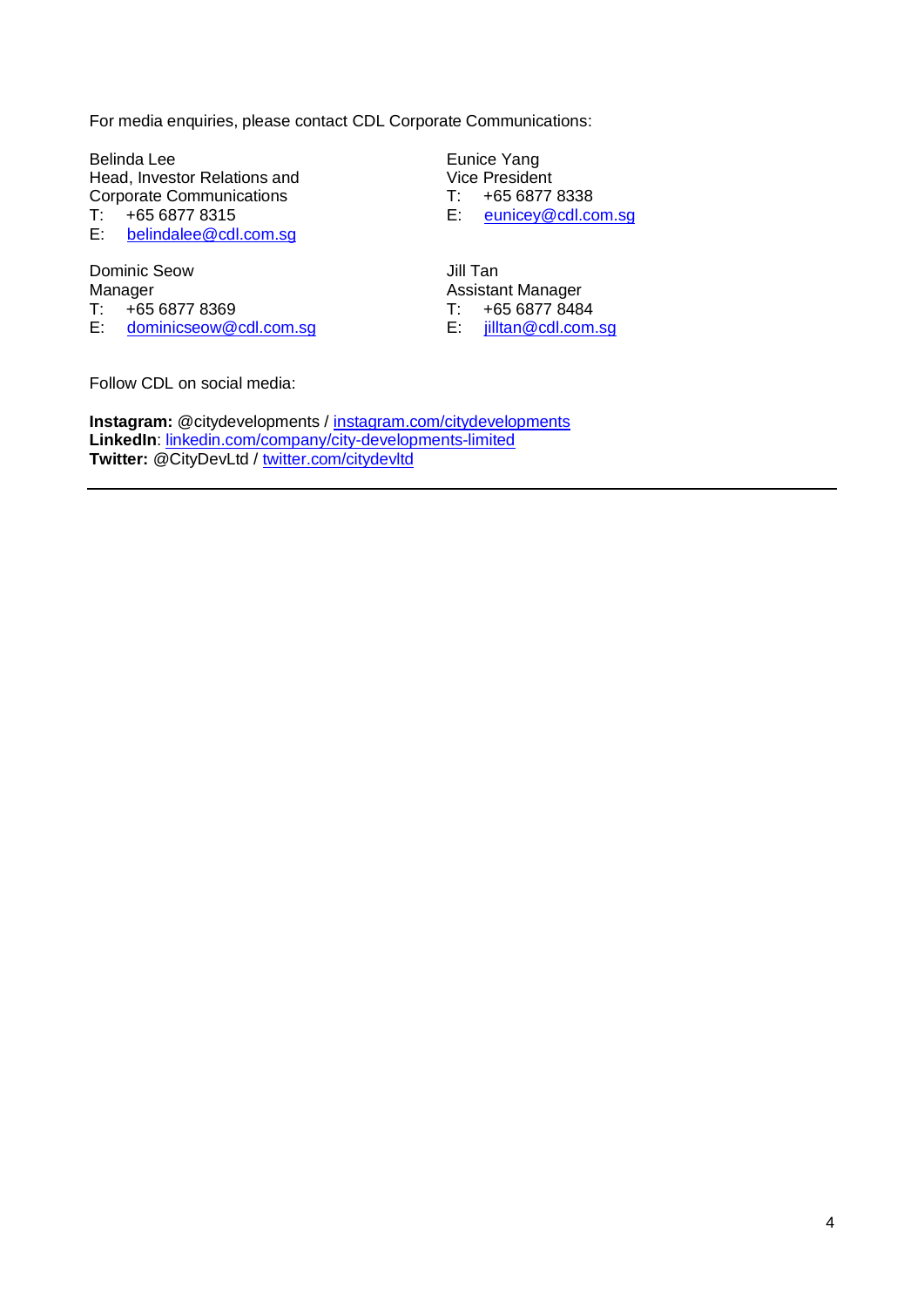For media enquiries, please contact CDL Corporate Communications:

Belinda Lee
Head, Investor Relations and
Corporate Communications
T: +65 6877 8315
E: belindalee@cdl.com.sg

Eunice Yang
Vice President
T: +65 6877 8338
E: eunicey@cdl.com.sg

Dominic Seow
Manager
T: +65 6877 8369
E: dominicseow@cdl.com.sg

Jill Tan
Assistant Manager
T: +65 6877 8484
E: jilltan@cdl.com.sg

Follow CDL on social media:

**Instagram:** @citydevelopments / instagram.com/citydevelopments
**LinkedIn**: linkedin.com/company/city-developments-limited
**Twitter:** @CityDevLtd / twitter.com/citydevltd

---